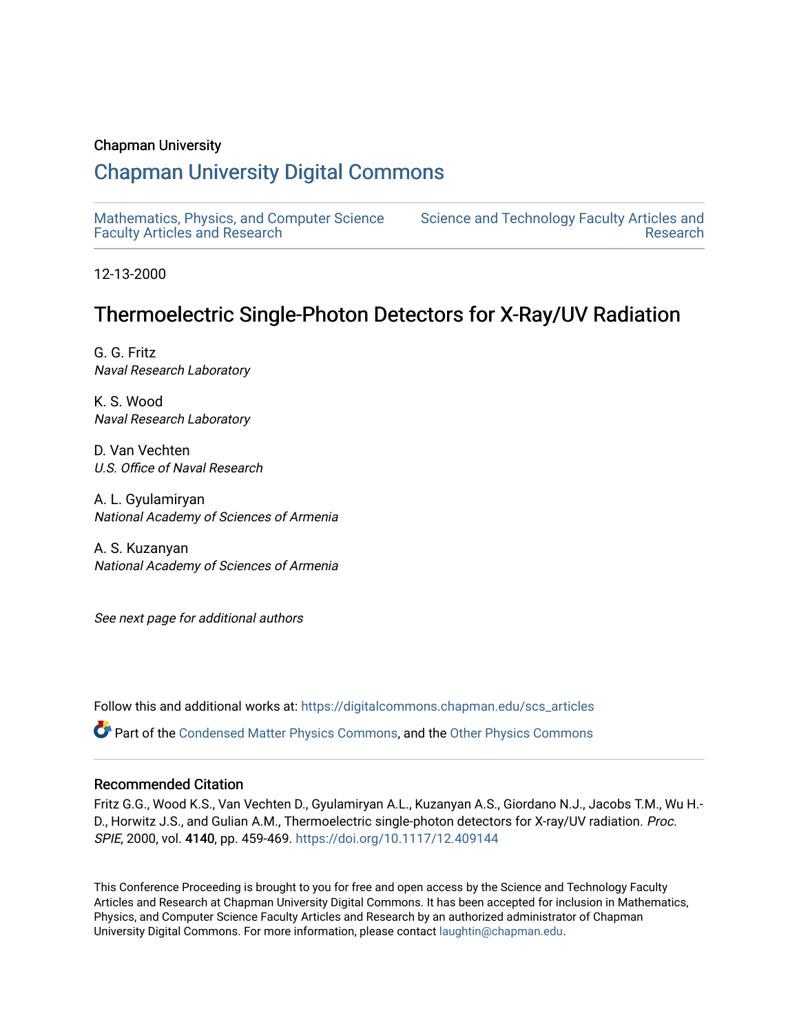Chapman University

# Chapman University Digital Commons

Mathematics, Physics, and Computer Science Faculty Articles and Research

Science and Technology Faculty Articles and Research

12-13-2000

## Thermoelectric Single-Photon Detectors for X-Ray/UV Radiation

G. G. Fritz
*Naval Research Laboratory*

K. S. Wood
*Naval Research Laboratory*

D. Van Vechten
*U.S. Office of Naval Research*

A. L. Gyulamiryan
*National Academy of Sciences of Armenia*

A. S. Kuzanyan
*National Academy of Sciences of Armenia*

*See next page for additional authors*

Follow this and additional works at: https://digitalcommons.chapman.edu/scs_articles

Part of the Condensed Matter Physics Commons, and the Other Physics Commons

### Recommended Citation

Fritz G.G., Wood K.S., Van Vechten D., Gyulamiryan A.L., Kuzanyan A.S., Giordano N.J., Jacobs T.M., Wu H.-D., Horwitz J.S., and Gulian A.M., Thermoelectric single-photon detectors for X-ray/UV radiation. *Proc. SPIE*, 2000, vol. **4140**, pp. 459-469. https://doi.org/10.1117/12.409144

This Conference Proceeding is brought to you for free and open access by the Science and Technology Faculty Articles and Research at Chapman University Digital Commons. It has been accepted for inclusion in Mathematics, Physics, and Computer Science Faculty Articles and Research by an authorized administrator of Chapman University Digital Commons. For more information, please contact laughtin@chapman.edu.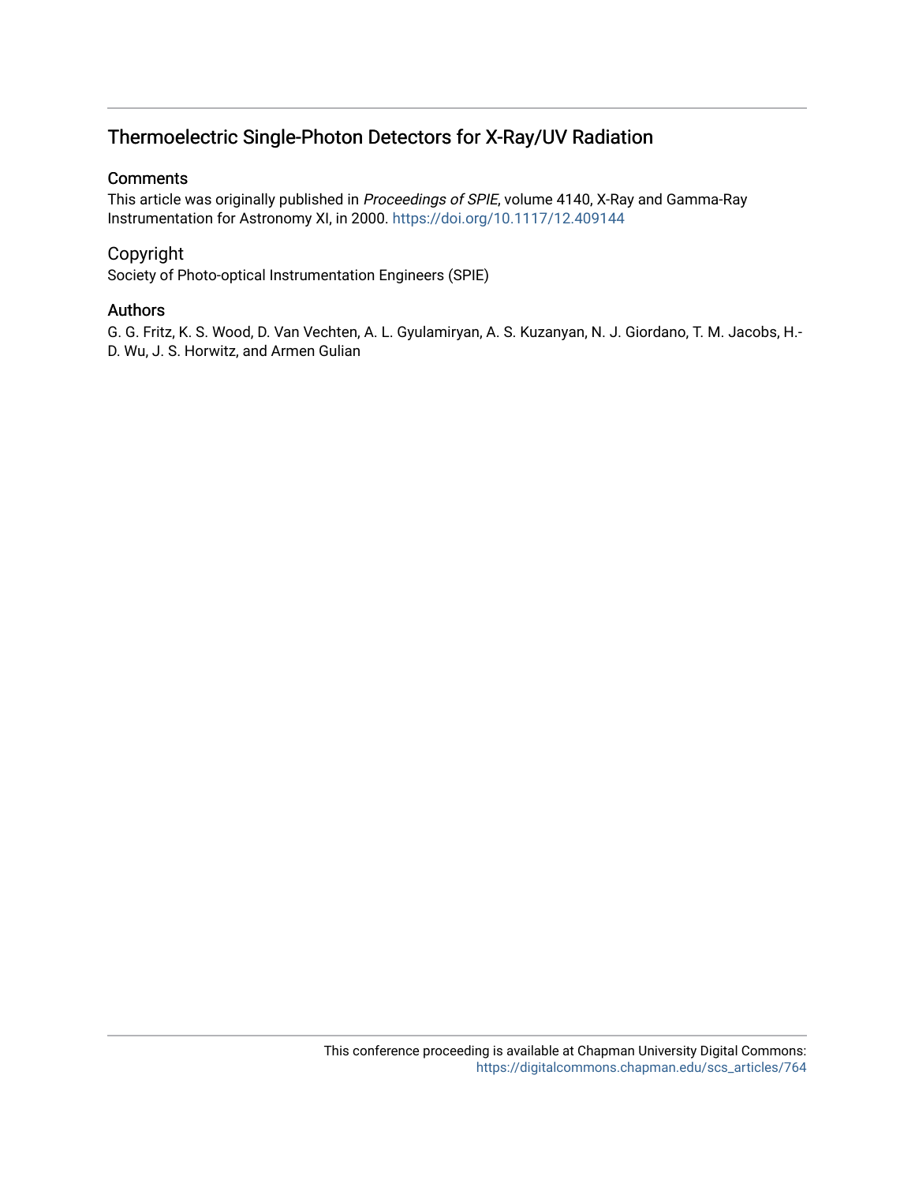# Thermoelectric Single-Photon Detectors for X-Ray/UV Radiation

## Comments

This article was originally published in *Proceedings of SPIE*, volume 4140, X-Ray and Gamma-Ray Instrumentation for Astronomy XI, in 2000. https://doi.org/10.1117/12.409144

## Copyright

Society of Photo-optical Instrumentation Engineers (SPIE)

## Authors

G. G. Fritz, K. S. Wood, D. Van Vechten, A. L. Gyulamiryan, A. S. Kuzanyan, N. J. Giordano, T. M. Jacobs, H.-D. Wu, J. S. Horwitz, and Armen Gulian

This conference proceeding is available at Chapman University Digital Commons: https://digitalcommons.chapman.edu/scs_articles/764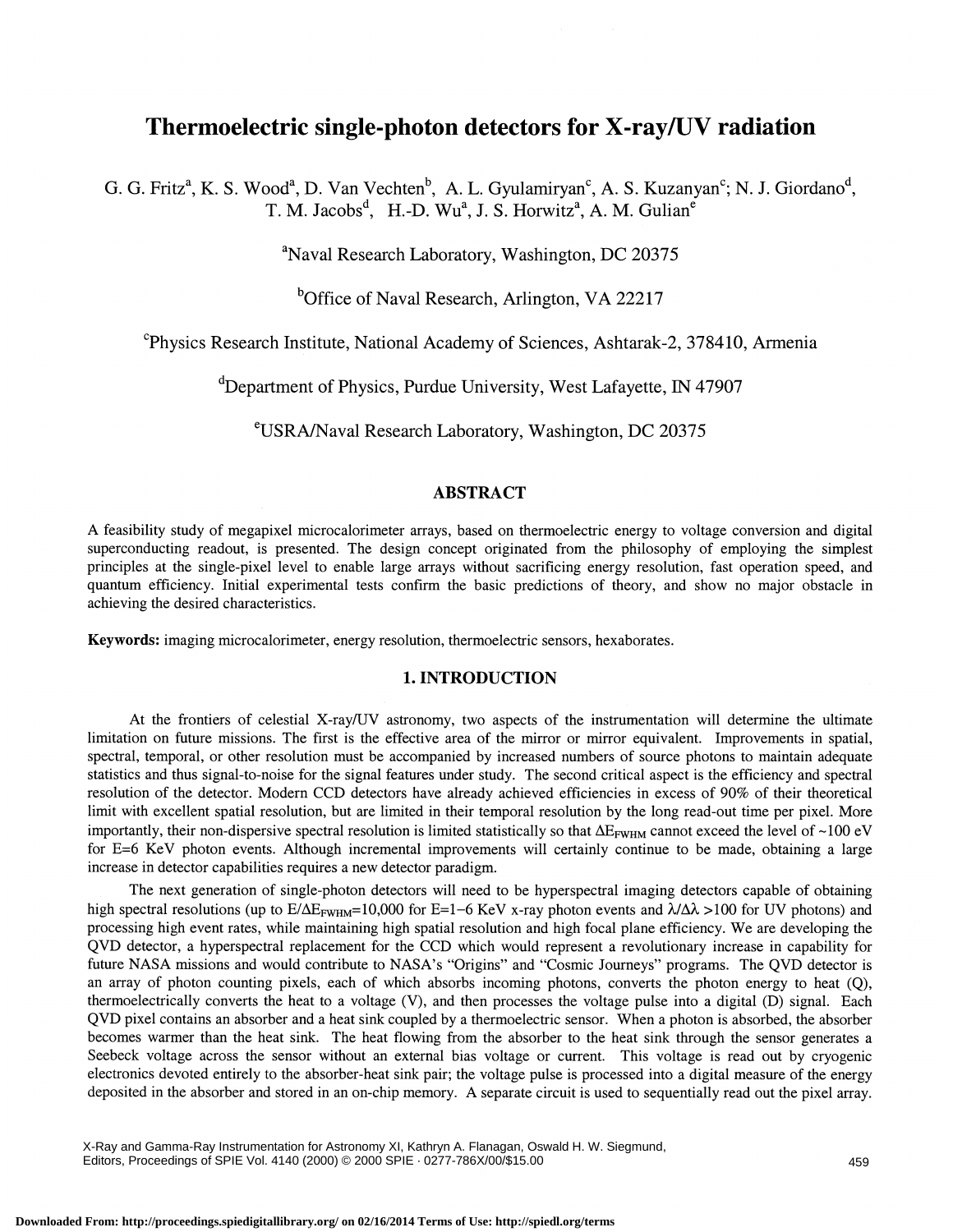# Thermoelectric single-photon detectors for X-ray/UV radiation

G. G. Fritz[a], K. S. Wood[a], D. Van Vechten[b], A. L. Gyulamiryan[c], A. S. Kuzanyan[c]; N. J. Giordano[d], T. M. Jacobs[d], H.-D. Wu[a], J. S. Horwitz[a], A. M. Gulian[e]

[a]Naval Research Laboratory, Washington, DC 20375

[b]Office of Naval Research, Arlington, VA 22217

[c]Physics Research Institute, National Academy of Sciences, Ashtarak-2, 378410, Armenia

[d]Department of Physics, Purdue University, West Lafayette, IN 47907

[e]USRA/Naval Research Laboratory, Washington, DC 20375

## ABSTRACT

A feasibility study of megapixel microcalorimeter arrays, based on thermoelectric energy to voltage conversion and digital superconducting readout, is presented. The design concept originated from the philosophy of employing the simplest principles at the single-pixel level to enable large arrays without sacrificing energy resolution, fast operation speed, and quantum efficiency. Initial experimental tests confirm the basic predictions of theory, and show no major obstacle in achieving the desired characteristics.

**Keywords:** imaging microcalorimeter, energy resolution, thermoelectric sensors, hexaborates.

## 1. INTRODUCTION

At the frontiers of celestial X-ray/UV astronomy, two aspects of the instrumentation will determine the ultimate limitation on future missions. The first is the effective area of the mirror or mirror equivalent. Improvements in spatial, spectral, temporal, or other resolution must be accompanied by increased numbers of source photons to maintain adequate statistics and thus signal-to-noise for the signal features under study. The second critical aspect is the efficiency and spectral resolution of the detector. Modern CCD detectors have already achieved efficiencies in excess of 90% of their theoretical limit with excellent spatial resolution, but are limited in their temporal resolution by the long read-out time per pixel. More importantly, their non-dispersive spectral resolution is limited statistically so that $\Delta E_{FWHM}$ cannot exceed the level of ~100 eV for E=6 KeV photon events. Although incremental improvements will certainly continue to be made, obtaining a large increase in detector capabilities requires a new detector paradigm.

The next generation of single-photon detectors will need to be hyperspectral imaging detectors capable of obtaining high spectral resolutions (up to $E/\Delta E_{FWHM}$=10,000 for E=1−6 KeV x-ray photon events and $\lambda/\Delta\lambda$ >100 for UV photons) and processing high event rates, while maintaining high spatial resolution and high focal plane efficiency. We are developing the QVD detector, a hyperspectral replacement for the CCD which would represent a revolutionary increase in capability for future NASA missions and would contribute to NASA's "Origins" and "Cosmic Journeys" programs. The QVD detector is an array of photon counting pixels, each of which absorbs incoming photons, converts the photon energy to heat (Q), thermoelectrically converts the heat to a voltage (V), and then processes the voltage pulse into a digital (D) signal. Each QVD pixel contains an absorber and a heat sink coupled by a thermoelectric sensor. When a photon is absorbed, the absorber becomes warmer than the heat sink. The heat flowing from the absorber to the heat sink through the sensor generates a Seebeck voltage across the sensor without an external bias voltage or current. This voltage is read out by cryogenic electronics devoted entirely to the absorber-heat sink pair; the voltage pulse is processed into a digital measure of the energy deposited in the absorber and stored in an on-chip memory. A separate circuit is used to sequentially read out the pixel array.

X-Ray and Gamma-Ray Instrumentation for Astronomy XI, Kathryn A. Flanagan, Oswald H. W. Siegmund, Editors, Proceedings of SPIE Vol. 4140 (2000) © 2000 SPIE · 0277-786X/00/$15.00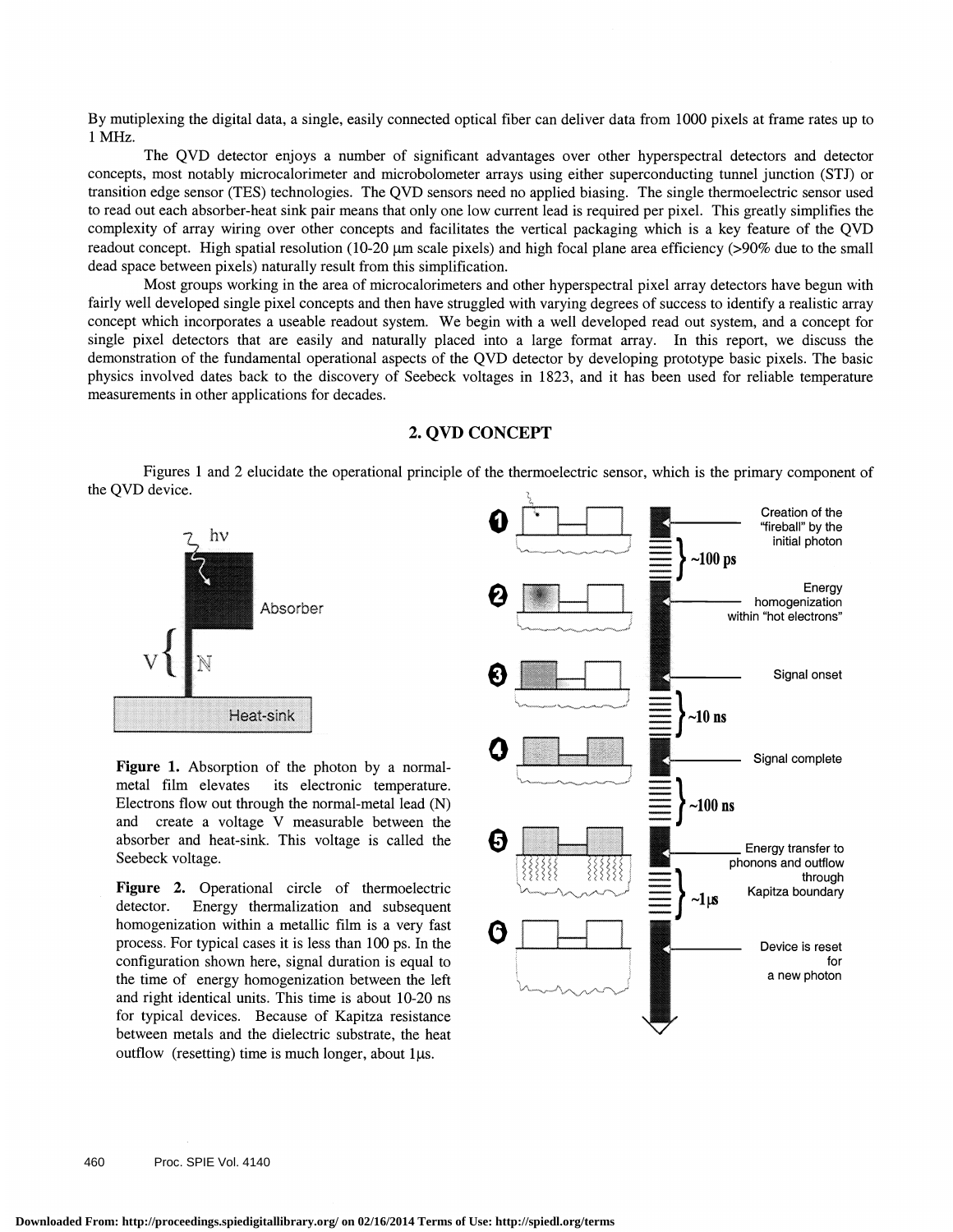By mutiplexing the digital data, a single, easily connected optical fiber can deliver data from 1000 pixels at frame rates up to 1 MHz.

The QVD detector enjoys a number of significant advantages over other hyperspectral detectors and detector concepts, most notably microcalorimeter and microbolometer arrays using either superconducting tunnel junction (STJ) or transition edge sensor (TES) technologies. The QVD sensors need no applied biasing. The single thermoelectric sensor used to read out each absorber-heat sink pair means that only one low current lead is required per pixel. This greatly simplifies the complexity of array wiring over other concepts and facilitates the vertical packaging which is a key feature of the QVD readout concept. High spatial resolution (10-20 μm scale pixels) and high focal plane area efficiency (>90% due to the small dead space between pixels) naturally result from this simplification.

Most groups working in the area of microcalorimeters and other hyperspectral pixel array detectors have begun with fairly well developed single pixel concepts and then have struggled with varying degrees of success to identify a realistic array concept which incorporates a useable readout system. We begin with a well developed read out system, and a concept for single pixel detectors that are easily and naturally placed into a large format array. In this report, we discuss the demonstration of the fundamental operational aspects of the QVD detector by developing prototype basic pixels. The basic physics involved dates back to the discovery of Seebeck voltages in 1823, and it has been used for reliable temperature measurements in other applications for decades.

## 2. QVD CONCEPT

Figures 1 and 2 elucidate the operational principle of the thermoelectric sensor, which is the primary component of the QVD device.

**Figure 1.** Absorption of the photon by a normal-metal film elevates its electronic temperature. Electrons flow out through the normal-metal lead (N) and create a voltage V measurable between the absorber and heat-sink. This voltage is called the Seebeck voltage.

**Figure 2.** Operational circle of thermoelectric detector. Energy thermalization and subsequent homogenization within a metallic film is a very fast process. For typical cases it is less than 100 ps. In the configuration shown here, signal duration is equal to the time of energy homogenization between the left and right identical units. This time is about 10-20 ns for typical devices. Because of Kapitza resistance between metals and the dielectric substrate, the heat outflow (resetting) time is much longer, about 1μs.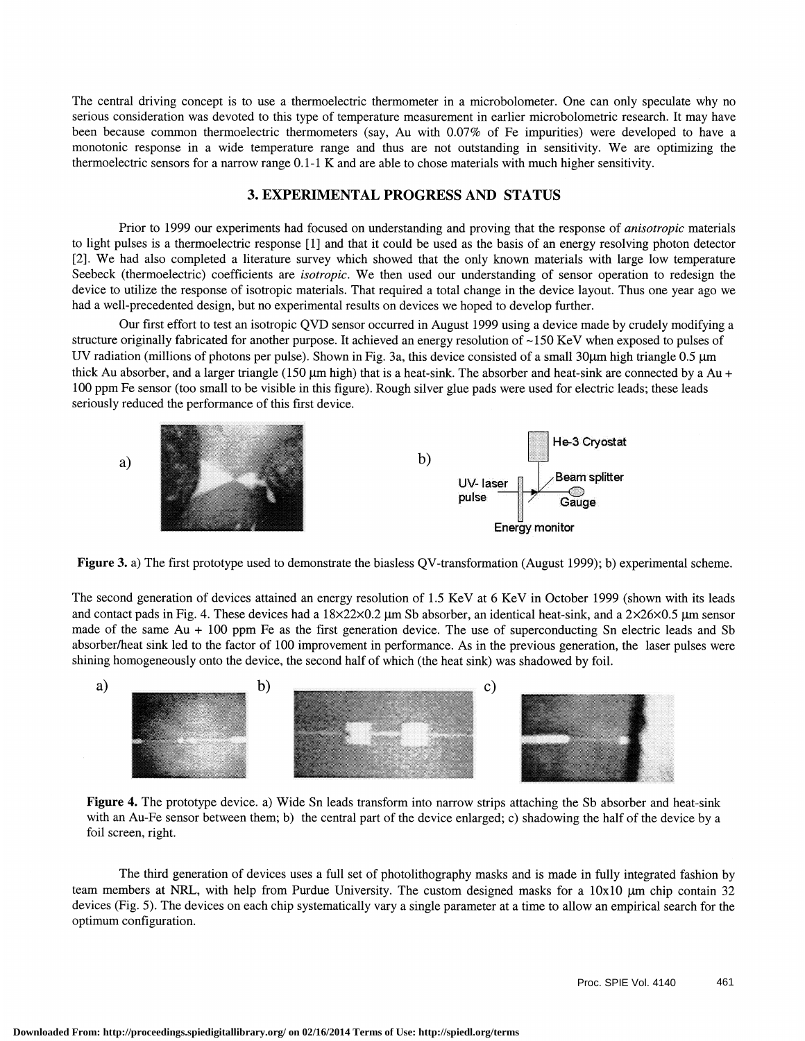The central driving concept is to use a thermoelectric thermometer in a microbolometer. One can only speculate why no serious consideration was devoted to this type of temperature measurement in earlier microbolometric research. It may have been because common thermoelectric thermometers (say, Au with 0.07% of Fe impurities) were developed to have a monotonic response in a wide temperature range and thus are not outstanding in sensitivity. We are optimizing the thermoelectric sensors for a narrow range 0.1-1 K and are able to chose materials with much higher sensitivity.

## 3. EXPERIMENTAL PROGRESS AND STATUS

Prior to 1999 our experiments had focused on understanding and proving that the response of *anisotropic* materials to light pulses is a thermoelectric response [1] and that it could be used as the basis of an energy resolving photon detector [2]. We had also completed a literature survey which showed that the only known materials with large low temperature Seebeck (thermoelectric) coefficients are *isotropic*. We then used our understanding of sensor operation to redesign the device to utilize the response of isotropic materials. That required a total change in the device layout. Thus one year ago we had a well-precedented design, but no experimental results on devices we hoped to develop further.

Our first effort to test an isotropic QVD sensor occurred in August 1999 using a device made by crudely modifying a structure originally fabricated for another purpose. It achieved an energy resolution of ~150 KeV when exposed to pulses of UV radiation (millions of photons per pulse). Shown in Fig. 3a, this device consisted of a small 30μm high triangle 0.5 μm thick Au absorber, and a larger triangle (150 μm high) that is a heat-sink. The absorber and heat-sink are connected by a Au + 100 ppm Fe sensor (too small to be visible in this figure). Rough silver glue pads were used for electric leads; these leads seriously reduced the performance of this first device.

a) b) He-3 Cryostat, UV-laser pulse, Beam splitter, Gauge, Energy monitor

**Figure 3.** a) The first prototype used to demonstrate the biasless QV-transformation (August 1999); b) experimental scheme.

The second generation of devices attained an energy resolution of 1.5 KeV at 6 KeV in October 1999 (shown with its leads and contact pads in Fig. 4. These devices had a 18×22×0.2 μm Sb absorber, an identical heat-sink, and a 2×26×0.5 μm sensor made of the same Au + 100 ppm Fe as the first generation device. The use of superconducting Sn electric leads and Sb absorber/heat sink led to the factor of 100 improvement in performance. As in the previous generation, the laser pulses were shining homogeneously onto the device, the second half of which (the heat sink) was shadowed by foil.

**Figure 4.** The prototype device. a) Wide Sn leads transform into narrow strips attaching the Sb absorber and heat-sink with an Au-Fe sensor between them; b) the central part of the device enlarged; c) shadowing the half of the device by a foil screen, right.

The third generation of devices uses a full set of photolithography masks and is made in fully integrated fashion by team members at NRL, with help from Purdue University. The custom designed masks for a 10x10 μm chip contain 32 devices (Fig. 5). The devices on each chip systematically vary a single parameter at a time to allow an empirical search for the optimum configuration.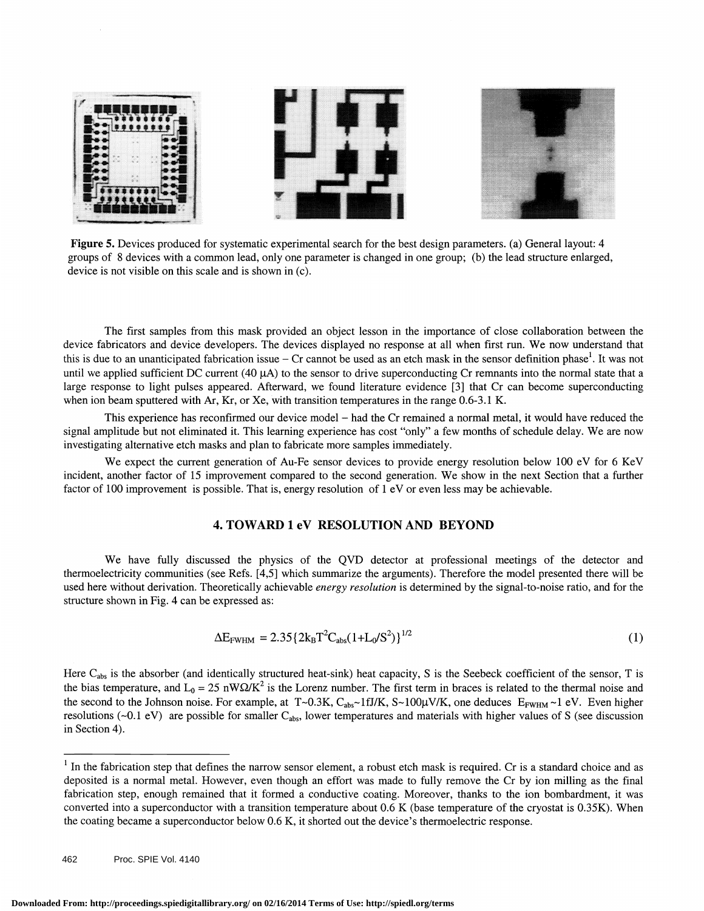**Figure 5.** Devices produced for systematic experimental search for the best design parameters. (a) General layout: 4 groups of 8 devices with a common lead, only one parameter is changed in one group; (b) the lead structure enlarged, device is not visible on this scale and is shown in (c).

The first samples from this mask provided an object lesson in the importance of close collaboration between the device fabricators and device developers. The devices displayed no response at all when first run. We now understand that this is due to an unanticipated fabrication issue – Cr cannot be used as an etch mask in the sensor definition phase[1]. It was not until we applied sufficient DC current (40 μA) to the sensor to drive superconducting Cr remnants into the normal state that a large response to light pulses appeared. Afterward, we found literature evidence [3] that Cr can become superconducting when ion beam sputtered with Ar, Kr, or Xe, with transition temperatures in the range 0.6-3.1 K.

This experience has reconfirmed our device model – had the Cr remained a normal metal, it would have reduced the signal amplitude but not eliminated it. This learning experience has cost "only" a few months of schedule delay. We are now investigating alternative etch masks and plan to fabricate more samples immediately.

We expect the current generation of Au-Fe sensor devices to provide energy resolution below 100 eV for 6 KeV incident, another factor of 15 improvement compared to the second generation. We show in the next Section that a further factor of 100 improvement is possible. That is, energy resolution of 1 eV or even less may be achievable.

## 4. TOWARD 1 eV RESOLUTION AND BEYOND

We have fully discussed the physics of the QVD detector at professional meetings of the detector and thermoelectricity communities (see Refs. [4,5] which summarize the arguments). Therefore the model presented there will be used here without derivation. Theoretically achievable *energy resolution* is determined by the signal-to-noise ratio, and for the structure shown in Fig. 4 can be expressed as:

$$\Delta E_{FWHM} = 2.35\{2k_B T^2 C_{abs}(1+L_0/S^2)\}^{1/2} \tag{1}$$

Here $C_{abs}$ is the absorber (and identically structured heat-sink) heat capacity, S is the Seebeck coefficient of the sensor, T is the bias temperature, and $L_0 = 25$ nWΩ/K$^2$ is the Lorenz number. The first term in braces is related to the thermal noise and the second to the Johnson noise. For example, at T~0.3K, $C_{abs}$~1fJ/K, S~100μV/K, one deduces $E_{FWHM}$ ~1 eV. Even higher resolutions (~0.1 eV) are possible for smaller $C_{abs}$, lower temperatures and materials with higher values of S (see discussion in Section 4).

---

[1] In the fabrication step that defines the narrow sensor element, a robust etch mask is required. Cr is a standard choice and as deposited is a normal metal. However, even though an effort was made to fully remove the Cr by ion milling as the final fabrication step, enough remained that it formed a conductive coating. Moreover, thanks to the ion bombardment, it was converted into a superconductor with a transition temperature about 0.6 K (base temperature of the cryostat is 0.35K). When the coating became a superconductor below 0.6 K, it shorted out the device's thermoelectric response.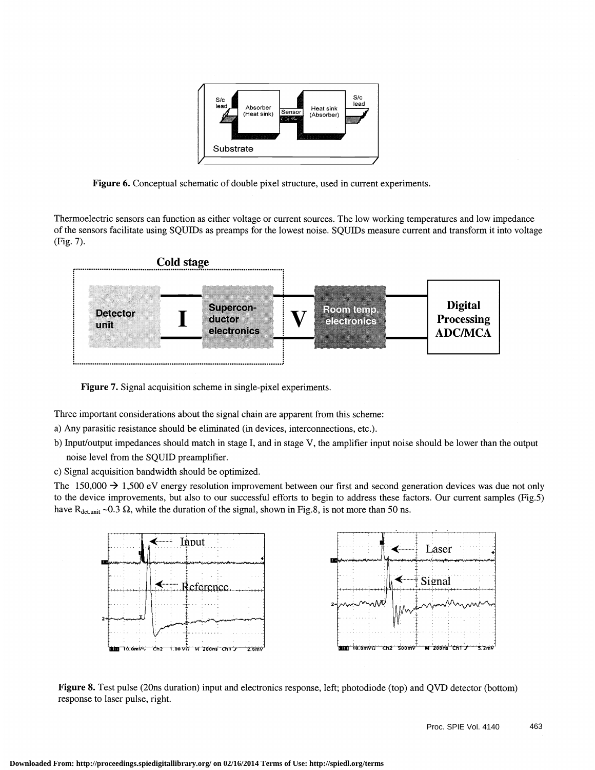**Figure 6.** Conceptual schematic of double pixel structure, used in current experiments.

Thermoelectric sensors can function as either voltage or current sources. The low working temperatures and low impedance of the sensors facilitate using SQUIDs as preamps for the lowest noise. SQUIDs measure current and transform it into voltage (Fig. 7).

**Figure 7.** Signal acquisition scheme in single-pixel experiments.

Three important considerations about the signal chain are apparent from this scheme:

a) Any parasitic resistance should be eliminated (in devices, interconnections, etc.).

b) Input/output impedances should match in stage I, and in stage V, the amplifier input noise should be lower than the output noise level from the SQUID preamplifier.

c) Signal acquisition bandwidth should be optimized.

The 150,000 → 1,500 eV energy resolution improvement between our first and second generation devices was due not only to the device improvements, but also to our successful efforts to begin to address these factors. Our current samples (Fig.5) have $R_{det.unit}$ ~0.3 Ω, while the duration of the signal, shown in Fig.8, is not more than 50 ns.

**Figure 8.** Test pulse (20ns duration) input and electronics response, left; photodiode (top) and QVD detector (bottom) response to laser pulse, right.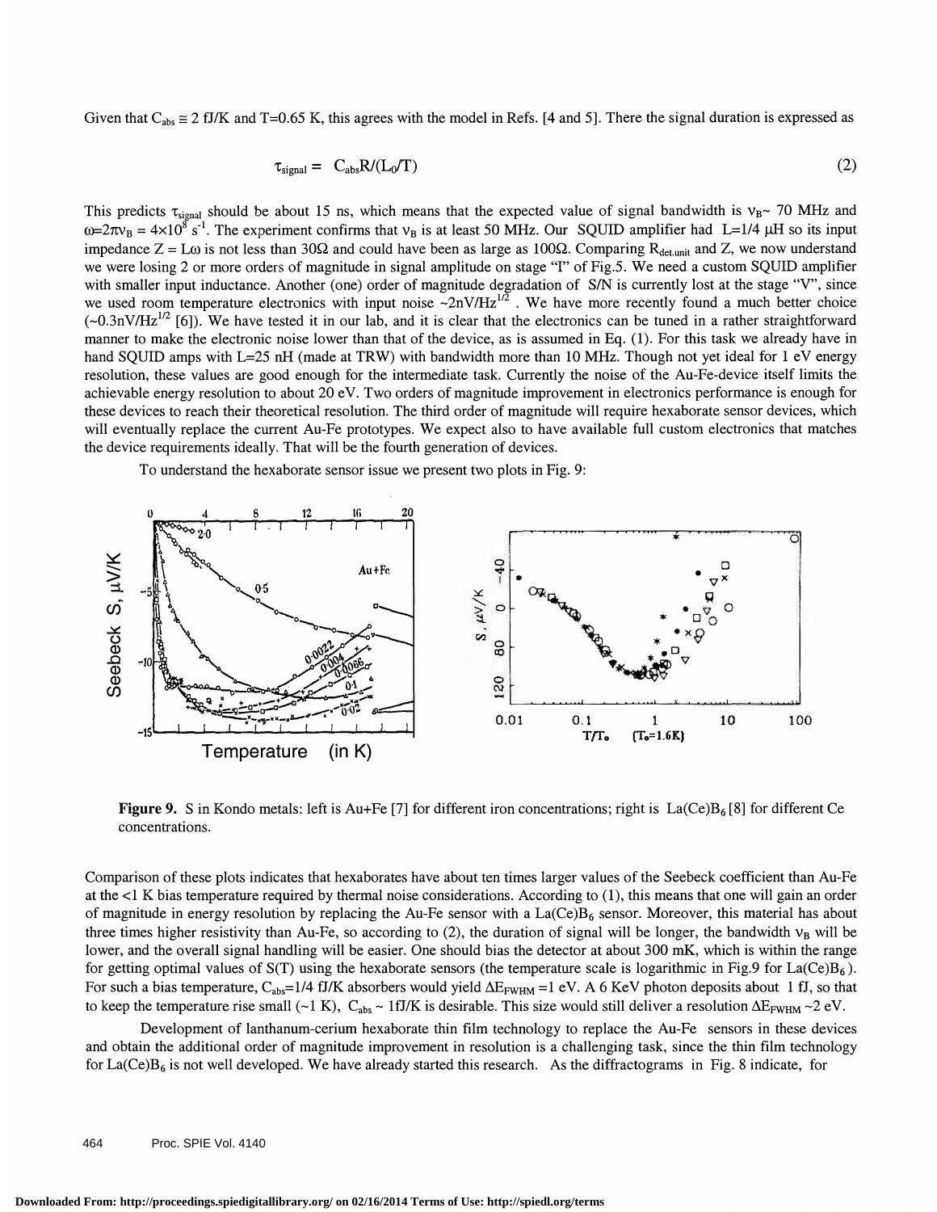Given that $C_{abs} \cong 2$ fJ/K and T=0.65 K, this agrees with the model in Refs. [4 and 5]. There the signal duration is expressed as

$$\tau_{signal} = C_{abs}R/(L_0/T) \tag{2}$$

This predicts $\tau_{signal}$ should be about 15 ns, which means that the expected value of signal bandwidth is $\nu_B \sim 70$ MHz and $\omega = 2\pi\nu_B = 4\times10^8$ s$^{-1}$. The experiment confirms that $\nu_B$ is at least 50 MHz. Our SQUID amplifier had L=1/4 μH so its input impedance Z = Lω is not less than 30Ω and could have been as large as 100Ω. Comparing $R_{det.unit}$ and Z, we now understand we were losing 2 or more orders of magnitude in signal amplitude on stage "I" of Fig.5. We need a custom SQUID amplifier with smaller input inductance. Another (one) order of magnitude degradation of S/N is currently lost at the stage "V", since we used room temperature electronics with input noise ~2nV/Hz$^{1/2}$. We have more recently found a much better choice (~0.3nV/Hz$^{1/2}$ [6]). We have tested it in our lab, and it is clear that the electronics can be tuned in a rather straightforward manner to make the electronic noise lower than that of the device, as is assumed in Eq. (1). For this task we already have in hand SQUID amps with L=25 nH (made at TRW) with bandwidth more than 10 MHz. Though not yet ideal for 1 eV energy resolution, these values are good enough for the intermediate task. Currently the noise of the Au-Fe-device itself limits the achievable energy resolution to about 20 eV. Two orders of magnitude improvement in electronics performance is enough for these devices to reach their theoretical resolution. The third order of magnitude will require hexaborate sensor devices, which will eventually replace the current Au-Fe prototypes. We expect also to have available full custom electronics that matches the device requirements ideally. That will be the fourth generation of devices.

To understand the hexaborate sensor issue we present two plots in Fig. 9:

**Figure 9.** S in Kondo metals: left is Au+Fe [7] for different iron concentrations; right is $La(Ce)B_6$ [8] for different Ce concentrations.

Comparison of these plots indicates that hexaborates have about ten times larger values of the Seebeck coefficient than Au-Fe at the <1 K bias temperature required by thermal noise considerations. According to (1), this means that one will gain an order of magnitude in energy resolution by replacing the Au-Fe sensor with a $La(Ce)B_6$ sensor. Moreover, this material has about three times higher resistivity than Au-Fe, so according to (2), the duration of signal will be longer, the bandwidth $\nu_B$ will be lower, and the overall signal handling will be easier. One should bias the detector at about 300 mK, which is within the range for getting optimal values of S(T) using the hexaborate sensors (the temperature scale is logarithmic in Fig.9 for $La(Ce)B_6$). For such a bias temperature, $C_{abs}$=1/4 fJ/K absorbers would yield $\Delta E_{FWHM}$ =1 eV. A 6 KeV photon deposits about 1 fJ, so that to keep the temperature rise small (~1 K), $C_{abs}$ ~ 1fJ/K is desirable. This size would still deliver a resolution $\Delta E_{FWHM}$ ~2 eV.

Development of lanthanum-cerium hexaborate thin film technology to replace the Au-Fe sensors in these devices and obtain the additional order of magnitude improvement in resolution is a challenging task, since the thin film technology for $La(Ce)B_6$ is not well developed. We have already started this research. As the diffractograms in Fig. 8 indicate, for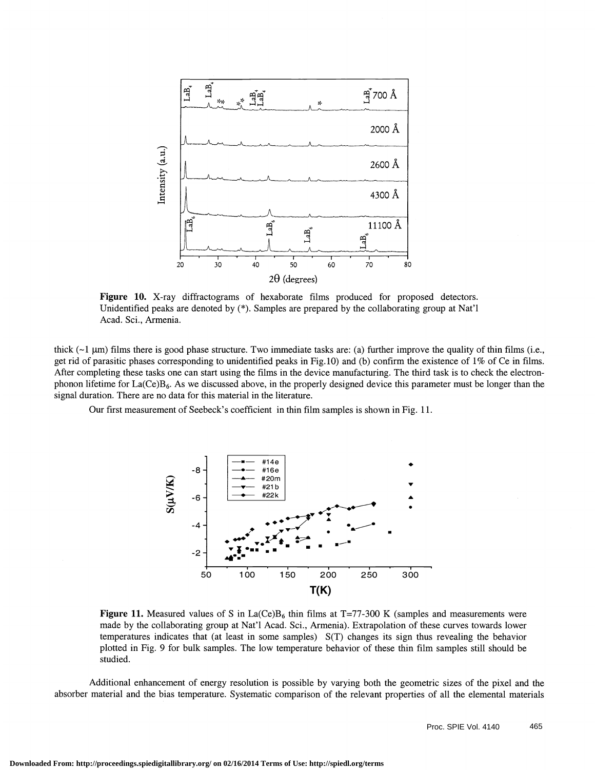**Figure 10.** X-ray diffractograms of hexaborate films produced for proposed detectors. Unidentified peaks are denoted by (*). Samples are prepared by the collaborating group at Nat'l Acad. Sci., Armenia.

thick (~1 μm) films there is good phase structure. Two immediate tasks are: (a) further improve the quality of thin films (i.e., get rid of parasitic phases corresponding to unidentified peaks in Fig.10) and (b) confirm the existence of 1% of Ce in films. After completing these tasks one can start using the films in the device manufacturing. The third task is to check the electron-phonon lifetime for $La(Ce)B_6$. As we discussed above, in the properly designed device this parameter must be longer than the signal duration. There are no data for this material in the literature.

Our first measurement of Seebeck's coefficient in thin film samples is shown in Fig. 11.

**Figure 11.** Measured values of S in $La(Ce)B_6$ thin films at T=77-300 K (samples and measurements were made by the collaborating group at Nat'l Acad. Sci., Armenia). Extrapolation of these curves towards lower temperatures indicates that (at least in some samples) S(T) changes its sign thus revealing the behavior plotted in Fig. 9 for bulk samples. The low temperature behavior of these thin film samples still should be studied.

Additional enhancement of energy resolution is possible by varying both the geometric sizes of the pixel and the absorber material and the bias temperature. Systematic comparison of the relevant properties of all the elemental materials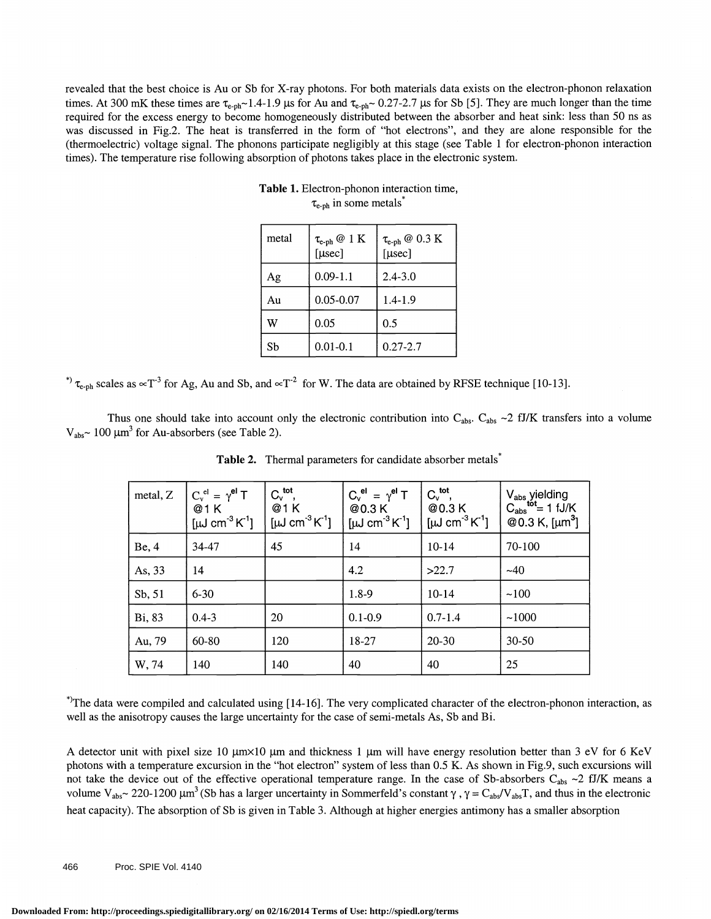revealed that the best choice is Au or Sb for X-ray photons. For both materials data exists on the electron-phonon relaxation times. At 300 mK these times are $\tau_{e\text{-}ph}$~1.4-1.9 μs for Au and $\tau_{e\text{-}ph}$~ 0.27-2.7 μs for Sb [5]. They are much longer than the time required for the excess energy to become homogeneously distributed between the absorber and heat sink: less than 50 ns as was discussed in Fig.2. The heat is transferred in the form of "hot electrons", and they are alone responsible for the (thermoelectric) voltage signal. The phonons participate negligibly at this stage (see Table 1 for electron-phonon interaction times). The temperature rise following absorption of photons takes place in the electronic system.

**Table 1.** Electron-phonon interaction time, $\tau_{e\text{-}ph}$ in some metals*

| metal | $\tau_{e\text{-}ph}$ @ 1 K [μsec] | $\tau_{e\text{-}ph}$ @ 0.3 K [μsec] |
|---|---|---|
| Ag | 0.09-1.1 | 2.4-3.0 |
| Au | 0.05-0.07 | 1.4-1.9 |
| W | 0.05 | 0.5 |
| Sb | 0.01-0.1 | 0.27-2.7 |

*) $\tau_{e\text{-}ph}$ scales as $\propto T^{-3}$ for Ag, Au and Sb, and $\propto T^{-2}$ for W. The data are obtained by RFSE technique [10-13].

Thus one should take into account only the electronic contribution into $C_{abs}$. $C_{abs}$ ~2 fJ/K transfers into a volume $V_{abs}$~ 100 μm$^3$ for Au-absorbers (see Table 2).

**Table 2.** Thermal parameters for candidate absorber metals*

| metal, Z | $C_v^{el} = \gamma^{el} T$ @1 K [μJ cm$^{-3}$K$^{-1}$] | $C_v^{tot}$, @1 K [μJ cm$^{-3}$K$^{-1}$] | $C_v^{el} = \gamma^{el} T$ @0.3 K [μJ cm$^{-3}$K$^{-1}$] | $C_v^{tot}$, @0.3 K [μJ cm$^{-3}$K$^{-1}$] | $V_{abs}$ yielding $C_{abs}^{tot}$= 1 fJ/K @0.3 K, [μm$^3$] |
|---|---|---|---|---|---|
| Be, 4 | 34-47 | 45 | 14 | 10-14 | 70-100 |
| As, 33 | 14 | | 4.2 | >22.7 | ~40 |
| Sb, 51 | 6-30 | | 1.8-9 | 10-14 | ~100 |
| Bi, 83 | 0.4-3 | 20 | 0.1-0.9 | 0.7-1.4 | ~1000 |
| Au, 79 | 60-80 | 120 | 18-27 | 20-30 | 30-50 |
| W, 74 | 140 | 140 | 40 | 40 | 25 |

*)The data were compiled and calculated using [14-16]. The very complicated character of the electron-phonon interaction, as well as the anisotropy causes the large uncertainty for the case of semi-metals As, Sb and Bi.

A detector unit with pixel size 10 μm×10 μm and thickness 1 μm will have energy resolution better than 3 eV for 6 KeV photons with a temperature excursion in the "hot electron" system of less than 0.5 K. As shown in Fig.9, such excursions will not take the device out of the effective operational temperature range. In the case of Sb-absorbers $C_{abs}$ ~2 fJ/K means a volume $V_{abs}$~ 220-1200 μm$^3$ (Sb has a larger uncertainty in Sommerfeld's constant $\gamma$ , $\gamma = C_{abs}/V_{abs}T$, and thus in the electronic heat capacity). The absorption of Sb is given in Table 3. Although at higher energies antimony has a smaller absorption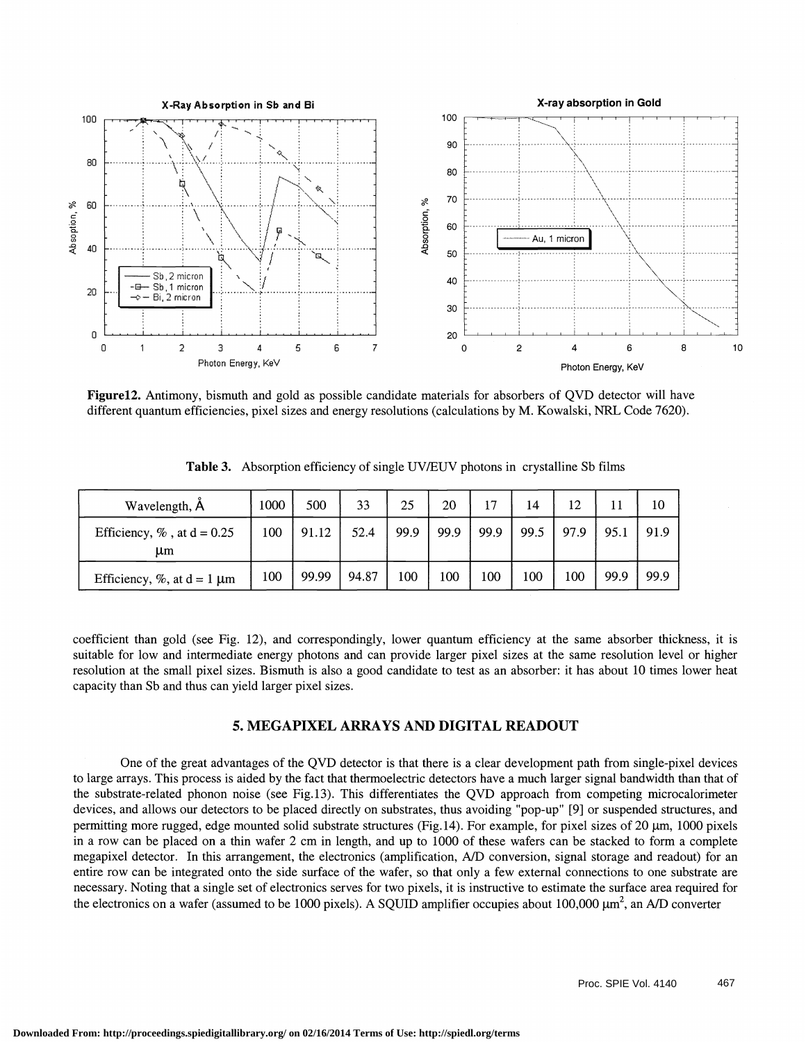**Figure12.** Antimony, bismuth and gold as possible candidate materials for absorbers of QVD detector will have different quantum efficiencies, pixel sizes and energy resolutions (calculations by M. Kowalski, NRL Code 7620).

**Table 3.** Absorption efficiency of single UV/EUV photons in crystalline Sb films

| Wavelength, Å | 1000 | 500 | 33 | 25 | 20 | 17 | 14 | 12 | 11 | 10 |
|---|---|---|---|---|---|---|---|---|---|---|
| Efficiency, % , at d = 0.25 μm | 100 | 91.12 | 52.4 | 99.9 | 99.9 | 99.9 | 99.5 | 97.9 | 95.1 | 91.9 |
| Efficiency, %, at d = 1 μm | 100 | 99.99 | 94.87 | 100 | 100 | 100 | 100 | 100 | 99.9 | 99.9 |

coefficient than gold (see Fig. 12), and correspondingly, lower quantum efficiency at the same absorber thickness, it is suitable for low and intermediate energy photons and can provide larger pixel sizes at the same resolution level or higher resolution at the small pixel sizes. Bismuth is also a good candidate to test as an absorber: it has about 10 times lower heat capacity than Sb and thus can yield larger pixel sizes.

## 5. MEGAPIXEL ARRAYS AND DIGITAL READOUT

One of the great advantages of the QVD detector is that there is a clear development path from single-pixel devices to large arrays. This process is aided by the fact that thermoelectric detectors have a much larger signal bandwidth than that of the substrate-related phonon noise (see Fig.13). This differentiates the QVD approach from competing microcalorimeter devices, and allows our detectors to be placed directly on substrates, thus avoiding "pop-up" [9] or suspended structures, and permitting more rugged, edge mounted solid substrate structures (Fig.14). For example, for pixel sizes of 20 μm, 1000 pixels in a row can be placed on a thin wafer 2 cm in length, and up to 1000 of these wafers can be stacked to form a complete megapixel detector. In this arrangement, the electronics (amplification, A/D conversion, signal storage and readout) for an entire row can be integrated onto the side surface of the wafer, so that only a few external connections to one substrate are necessary. Noting that a single set of electronics serves for two pixels, it is instructive to estimate the surface area required for the electronics on a wafer (assumed to be 1000 pixels). A SQUID amplifier occupies about 100,000 $\mu m^2$, an A/D converter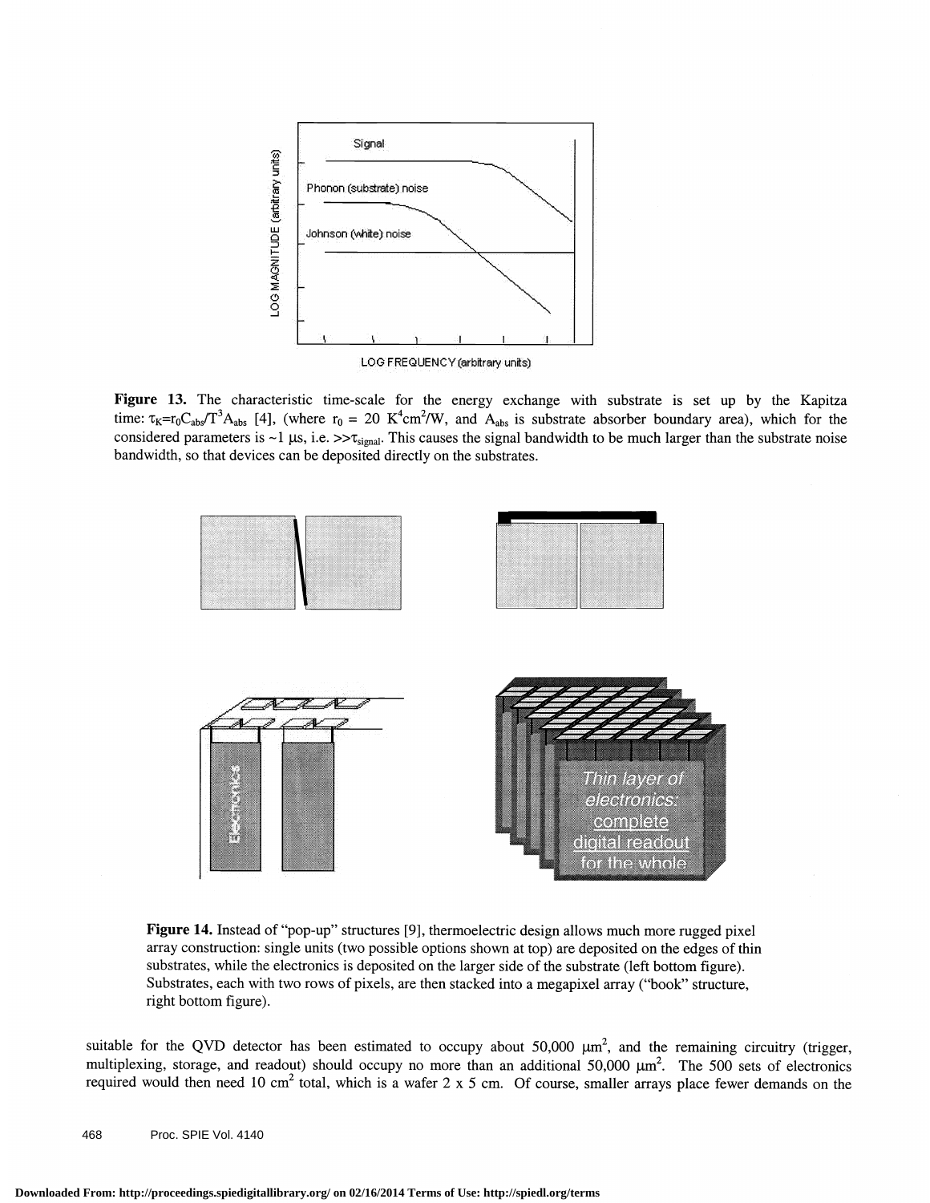**Figure 13.** The characteristic time-scale for the energy exchange with substrate is set up by the Kapitza time: $\tau_K = r_0 C_{abs}/T^3 A_{abs}$ [4], (where $r_0$ = 20 $K^4 cm^2/W$, and $A_{abs}$ is substrate absorber boundary area), which for the considered parameters is ~1 μs, i.e. $>>\tau_{signal}$. This causes the signal bandwidth to be much larger than the substrate noise bandwidth, so that devices can be deposited directly on the substrates.

**Figure 14.** Instead of "pop-up" structures [9], thermoelectric design allows much more rugged pixel array construction: single units (two possible options shown at top) are deposited on the edges of thin substrates, while the electronics is deposited on the larger side of the substrate (left bottom figure). Substrates, each with two rows of pixels, are then stacked into a megapixel array ("book" structure, right bottom figure).

suitable for the QVD detector has been estimated to occupy about 50,000 $\mu m^2$, and the remaining circuitry (trigger, multiplexing, storage, and readout) should occupy no more than an additional 50,000 $\mu m^2$. The 500 sets of electronics required would then need 10 $cm^2$ total, which is a wafer 2 x 5 cm. Of course, smaller arrays place fewer demands on the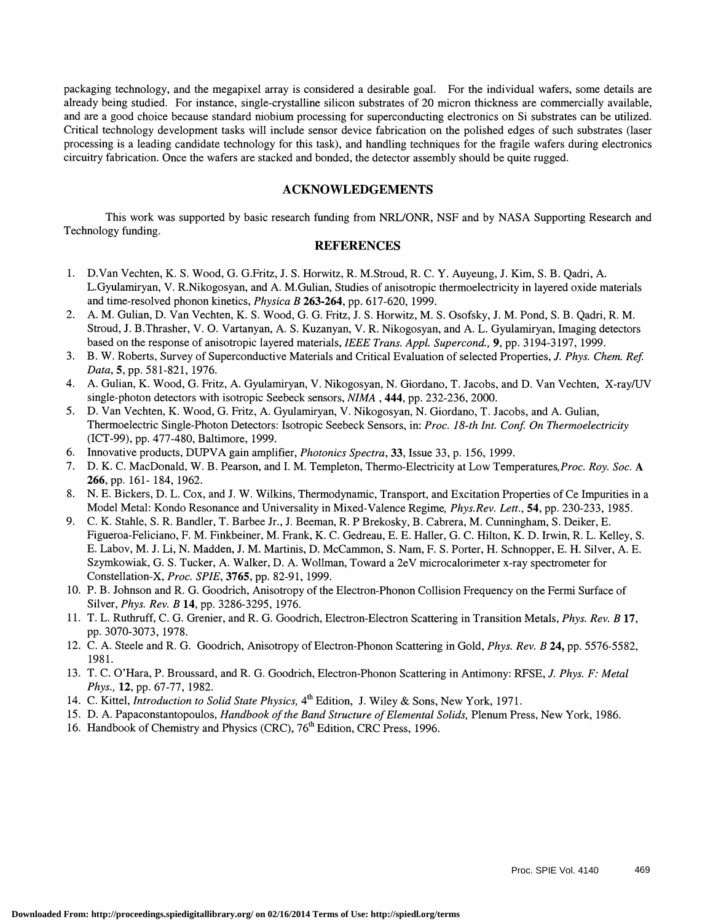packaging technology, and the megapixel array is considered a desirable goal. For the individual wafers, some details are already being studied. For instance, single-crystalline silicon substrates of 20 micron thickness are commercially available, and are a good choice because standard niobium processing for superconducting electronics on Si substrates can be utilized. Critical technology development tasks will include sensor device fabrication on the polished edges of such substrates (laser processing is a leading candidate technology for this task), and handling techniques for the fragile wafers during electronics circuitry fabrication. Once the wafers are stacked and bonded, the detector assembly should be quite rugged.

## ACKNOWLEDGEMENTS

This work was supported by basic research funding from NRL/ONR, NSF and by NASA Supporting Research and Technology funding.

## REFERENCES

1. D.Van Vechten, K. S. Wood, G. G.Fritz, J. S. Horwitz, R. M.Stroud, R. C. Y. Auyeung, J. Kim, S. B. Qadri, A. L.Gyulamiryan, V. R.Nikogosyan, and A. M.Gulian, Studies of anisotropic thermoelectricity in layered oxide materials and time-resolved phonon kinetics, *Physica B* **263-264**, pp. 617-620, 1999.
2. A. M. Gulian, D. Van Vechten, K. S. Wood, G. G. Fritz, J. S. Horwitz, M. S. Osofsky, J. M. Pond, S. B. Qadri, R. M. Stroud, J. B.Thrasher, V. O. Vartanyan, A. S. Kuzanyan, V. R. Nikogosyan, and A. L. Gyulamiryan, Imaging detectors based on the response of anisotropic layered materials, *IEEE Trans. Appl. Supercond.*, **9**, pp. 3194-3197, 1999.
3. B. W. Roberts, Survey of Superconductive Materials and Critical Evaluation of selected Properties, *J. Phys. Chem. Ref. Data*, **5**, pp. 581-821, 1976.
4. A. Gulian, K. Wood, G. Fritz, A. Gyulamiryan, V. Nikogosyan, N. Giordano, T. Jacobs, and D. Van Vechten, X-ray/UV single-photon detectors with isotropic Seebeck sensors, *NIMA* , **444**, pp. 232-236, 2000.
5. D. Van Vechten, K. Wood, G. Fritz, A. Gyulamiryan, V. Nikogosyan, N. Giordano, T. Jacobs, and A. Gulian, Thermoelectric Single-Photon Detectors: Isotropic Seebeck Sensors, in: *Proc. 18-th Int. Conf. On Thermoelectricity* (ICT-99), pp. 477-480, Baltimore, 1999.
6. Innovative products, DUPVA gain amplifier, *Photonics Spectra*, **33**, Issue 33, p. 156, 1999.
7. D. K. C. MacDonald, W. B. Pearson, and I. M. Templeton, Thermo-Electricity at Low Temperatures,*Proc. Roy. Soc.* **A 266**, pp. 161- 184, 1962.
8. N. E. Bickers, D. L. Cox, and J. W. Wilkins, Thermodynamic, Transport, and Excitation Properties of Ce Impurities in a Model Metal: Kondo Resonance and Universality in Mixed-Valence Regime, *Phys.Rev. Lett.*, **54**, pp. 230-233, 1985.
9. C. K. Stahle, S. R. Bandler, T. Barbee Jr., J. Beeman, R. P Brekosky, B. Cabrera, M. Cunningham, S. Deiker, E. Figueroa-Feliciano, F. M. Finkbeiner, M. Frank, K. C. Gedreau, E. E. Haller, G. C. Hilton, K. D. Irwin, R. L. Kelley, S. E. Labov, M. J. Li, N. Madden, J. M. Martinis, D. McCammon, S. Nam, F. S. Porter, H. Schnopper, E. H. Silver, A. E. Szymkowiak, G. S. Tucker, A. Walker, D. A. Wollman, Toward a 2eV microcalorimeter x-ray spectrometer for Constellation-X, *Proc. SPIE*, **3765**, pp. 82-91, 1999.
10. P. B. Johnson and R. G. Goodrich, Anisotropy of the Electron-Phonon Collision Frequency on the Fermi Surface of Silver, *Phys. Rev. B* **14**, pp. 3286-3295, 1976.
11. T. L. Ruthruff, C. G. Grenier, and R. G. Goodrich, Electron-Electron Scattering in Transition Metals, *Phys. Rev. B* **17**, pp. 3070-3073, 1978.
12. C. A. Steele and R. G. Goodrich, Anisotropy of Electron-Phonon Scattering in Gold, *Phys. Rev. B* **24,** pp. 5576-5582, 1981.
13. T. C. O'Hara, P. Broussard, and R. G. Goodrich, Electron-Phonon Scattering in Antimony: RFSE, *J. Phys. F: Metal Phys.,* **12**, pp. 67-77, 1982.
14. C. Kittel, *Introduction to Solid State Physics,* 4th Edition, J. Wiley & Sons, New York, 1971.
15. D. A. Papaconstantopoulos, *Handbook of the Band Structure of Elemental Solids,* Plenum Press, New York, 1986.
16. Handbook of Chemistry and Physics (CRC), 76th Edition, CRC Press, 1996.